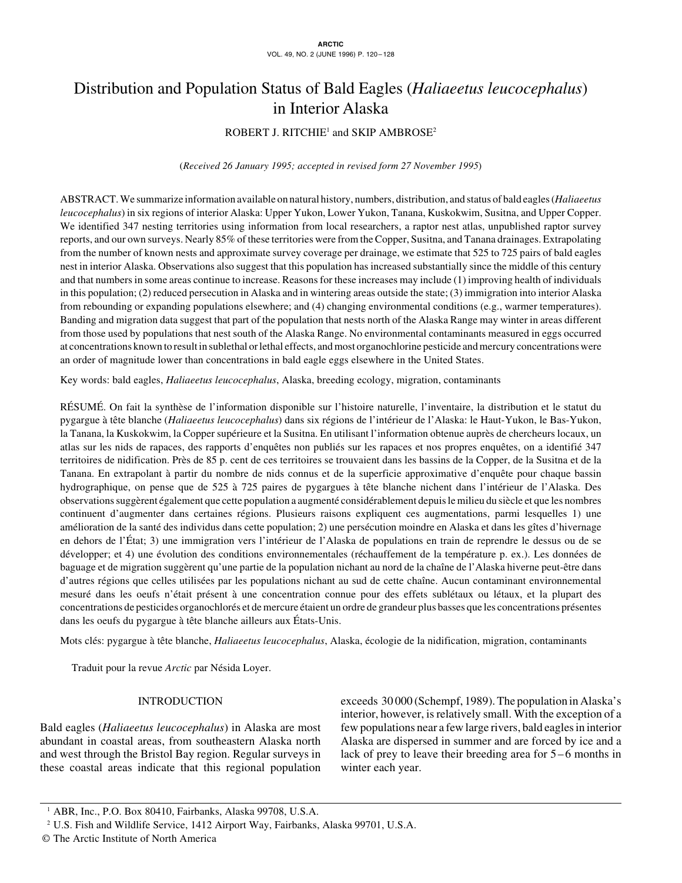# Distribution and Population Status of Bald Eagles (*Haliaeetus leucocephalus*) in Interior Alaska

ROBERT J. RITCHIE[1] and SKIP AMBROSE[2]

(*Received 26 January 1995; accepted in revised form 27 November 1995*)

ABSTRACT. We summarize information available on natural history, numbers, distribution, and status of bald eagles (*Haliaeetus leucocephalus*) in six regions of interior Alaska: Upper Yukon, Lower Yukon, Tanana, Kuskokwim, Susitna, and Upper Copper. We identified 347 nesting territories using information from local researchers, a raptor nest atlas, unpublished raptor survey reports, and our own surveys. Nearly 85% of these territories were from the Copper, Susitna, and Tanana drainages. Extrapolating from the number of known nests and approximate survey coverage per drainage, we estimate that 525 to 725 pairs of bald eagles nest in interior Alaska. Observations also suggest that this population has increased substantially since the middle of this century and that numbers in some areas continue to increase. Reasons for these increases may include (1) improving health of individuals in this population; (2) reduced persecution in Alaska and in wintering areas outside the state; (3) immigration into interior Alaska from rebounding or expanding populations elsewhere; and (4) changing environmental conditions (e.g., warmer temperatures). Banding and migration data suggest that part of the population that nests north of the Alaska Range may winter in areas different from those used by populations that nest south of the Alaska Range. No environmental contaminants measured in eggs occurred at concentrations known to result in sublethal or lethal effects, and most organochlorine pesticide and mercury concentrations were an order of magnitude lower than concentrations in bald eagle eggs elsewhere in the United States.

Key words: bald eagles, *Haliaeetus leucocephalus*, Alaska, breeding ecology, migration, contaminants

RÉSUMÉ. On fait la synthèse de l'information disponible sur l'histoire naturelle, l'inventaire, la distribution et le statut du pygargue à tête blanche (*Haliaeetus leucocephalus*) dans six régions de l'intérieur de l'Alaska: le Haut-Yukon, le Bas-Yukon, la Tanana, la Kuskokwim, la Copper supérieure et la Susitna. En utilisant l'information obtenue auprès de chercheurs locaux, un atlas sur les nids de rapaces, des rapports d'enquêtes non publiés sur les rapaces et nos propres enquêtes, on a identifié 347 territoires de nidification. Près de 85 p. cent de ces territoires se trouvaient dans les bassins de la Copper, de la Susitna et de la Tanana. En extrapolant à partir du nombre de nids connus et de la superficie approximative d'enquête pour chaque bassin hydrographique, on pense que de 525 à 725 paires de pygargues à tête blanche nichent dans l'intérieur de l'Alaska. Des observations suggèrent également que cette population a augmenté considérablement depuis le milieu du siècle et que les nombres continuent d'augmenter dans certaines régions. Plusieurs raisons expliquent ces augmentations, parmi lesquelles 1) une amélioration de la santé des individus dans cette population; 2) une persécution moindre en Alaska et dans les gîtes d'hivernage en dehors de l'État; 3) une immigration vers l'intérieur de l'Alaska de populations en train de reprendre le dessus ou de se développer; et 4) une évolution des conditions environnementales (réchauffement de la température p. ex.). Les données de baguage et de migration suggèrent qu'une partie de la population nichant au nord de la chaîne de l'Alaska hiverne peut-être dans d'autres régions que celles utilisées par les populations nichant au sud de cette chaîne. Aucun contaminant environnemental mesuré dans les oeufs n'était présent à une concentration connue pour des effets sublétaux ou létaux, et la plupart des concentrations de pesticides organochlorés et de mercure étaient un ordre de grandeur plus basses que les concentrations présentes dans les oeufs du pygargue à tête blanche ailleurs aux États-Unis.

Mots clés: pygargue à tête blanche, *Haliaeetus leucocephalus*, Alaska, écologie de la nidification, migration, contaminants

Traduit pour la revue *Arctic* par Nésida Loyer.

## INTRODUCTION

Bald eagles (*Haliaeetus leucocephalus*) in Alaska are most abundant in coastal areas, from southeastern Alaska north and west through the Bristol Bay region. Regular surveys in these coastal areas indicate that this regional population exceeds 30 000 (Schempf, 1989). The population in Alaska's interior, however, is relatively small. With the exception of a few populations near a few large rivers, bald eagles in interior Alaska are dispersed in summer and are forced by ice and a lack of prey to leave their breeding area for 5–6 months in winter each year.

[1] ABR, Inc., P.O. Box 80410, Fairbanks, Alaska 99708, U.S.A.

[2] U.S. Fish and Wildlife Service, 1412 Airport Way, Fairbanks, Alaska 99701, U.S.A.

© The Arctic Institute of North America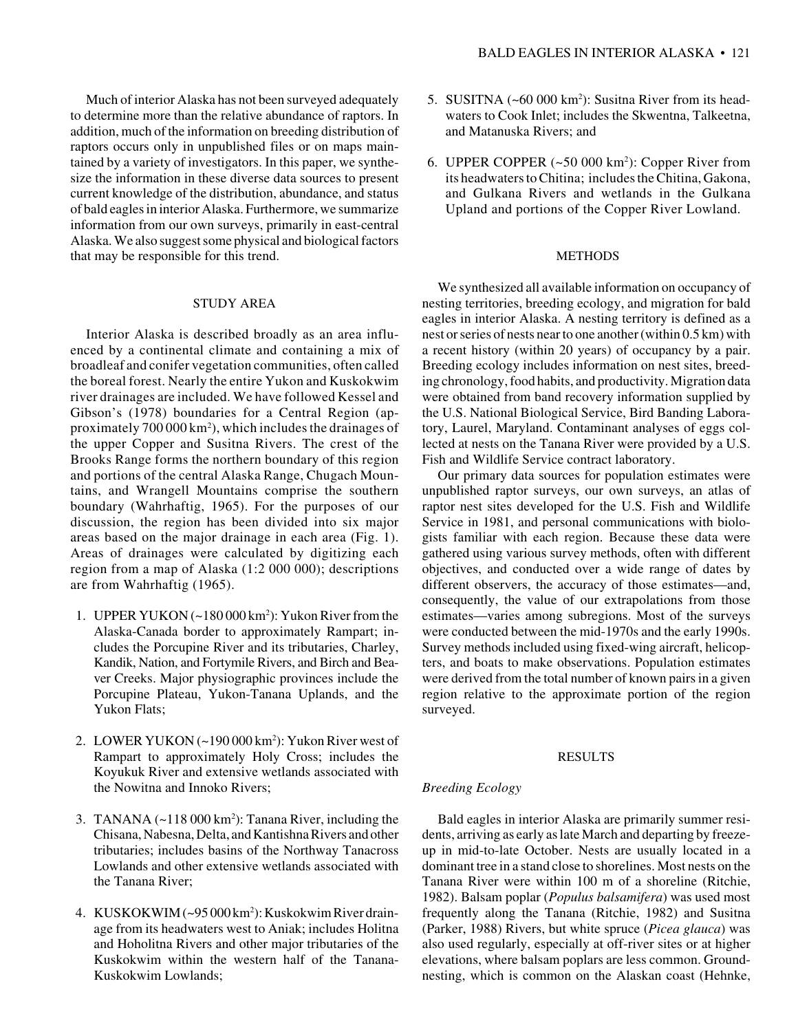Much of interior Alaska has not been surveyed adequately to determine more than the relative abundance of raptors. In addition, much of the information on breeding distribution of raptors occurs only in unpublished files or on maps maintained by a variety of investigators. In this paper, we synthesize the information in these diverse data sources to present current knowledge of the distribution, abundance, and status of bald eagles in interior Alaska. Furthermore, we summarize information from our own surveys, primarily in east-central Alaska. We also suggest some physical and biological factors that may be responsible for this trend.

## STUDY AREA

Interior Alaska is described broadly as an area influenced by a continental climate and containing a mix of broadleaf and conifer vegetation communities, often called the boreal forest. Nearly the entire Yukon and Kuskokwim river drainages are included. We have followed Kessel and Gibson's (1978) boundaries for a Central Region (approximately 700 000 km$^2$), which includes the drainages of the upper Copper and Susitna Rivers. The crest of the Brooks Range forms the northern boundary of this region and portions of the central Alaska Range, Chugach Mountains, and Wrangell Mountains comprise the southern boundary (Wahrhaftig, 1965). For the purposes of our discussion, the region has been divided into six major areas based on the major drainage in each area (Fig. 1). Areas of drainages were calculated by digitizing each region from a map of Alaska (1:2 000 000); descriptions are from Wahrhaftig (1965).

1. UPPER YUKON (~180 000 km$^2$): Yukon River from the Alaska-Canada border to approximately Rampart; includes the Porcupine River and its tributaries, Charley, Kandik, Nation, and Fortymile Rivers, and Birch and Beaver Creeks. Major physiographic provinces include the Porcupine Plateau, Yukon-Tanana Uplands, and the Yukon Flats;

2. LOWER YUKON (~190 000 km$^2$): Yukon River west of Rampart to approximately Holy Cross; includes the Koyukuk River and extensive wetlands associated with the Nowitna and Innoko Rivers;

3. TANANA (~118 000 km$^2$): Tanana River, including the Chisana, Nabesna, Delta, and Kantishna Rivers and other tributaries; includes basins of the Northway Tanacross Lowlands and other extensive wetlands associated with the Tanana River;

4. KUSKOKWIM (~95 000 km$^2$): Kuskokwim River drainage from its headwaters west to Aniak; includes Holitna and Hoholitna Rivers and other major tributaries of the Kuskokwim within the western half of the Tanana-Kuskokwim Lowlands;

5. SUSITNA (~60 000 km$^2$): Susitna River from its headwaters to Cook Inlet; includes the Skwentna, Talkeetna, and Matanuska Rivers; and

6. UPPER COPPER (~50 000 km$^2$): Copper River from its headwaters to Chitina; includes the Chitina, Gakona, and Gulkana Rivers and wetlands in the Gulkana Upland and portions of the Copper River Lowland.

## METHODS

We synthesized all available information on occupancy of nesting territories, breeding ecology, and migration for bald eagles in interior Alaska. A nesting territory is defined as a nest or series of nests near to one another (within 0.5 km) with a recent history (within 20 years) of occupancy by a pair. Breeding ecology includes information on nest sites, breeding chronology, food habits, and productivity. Migration data were obtained from band recovery information supplied by the U.S. National Biological Service, Bird Banding Laboratory, Laurel, Maryland. Contaminant analyses of eggs collected at nests on the Tanana River were provided by a U.S. Fish and Wildlife Service contract laboratory.

Our primary data sources for population estimates were unpublished raptor surveys, our own surveys, an atlas of raptor nest sites developed for the U.S. Fish and Wildlife Service in 1981, and personal communications with biologists familiar with each region. Because these data were gathered using various survey methods, often with different objectives, and conducted over a wide range of dates by different observers, the accuracy of those estimates—and, consequently, the value of our extrapolations from those estimates—varies among subregions. Most of the surveys were conducted between the mid-1970s and the early 1990s. Survey methods included using fixed-wing aircraft, helicopters, and boats to make observations. Population estimates were derived from the total number of known pairs in a given region relative to the approximate portion of the region surveyed.

## RESULTS

### *Breeding Ecology*

Bald eagles in interior Alaska are primarily summer residents, arriving as early as late March and departing by freeze-up in mid-to-late October. Nests are usually located in a dominant tree in a stand close to shorelines. Most nests on the Tanana River were within 100 m of a shoreline (Ritchie, 1982). Balsam poplar (*Populus balsamifera*) was used most frequently along the Tanana (Ritchie, 1982) and Susitna (Parker, 1988) Rivers, but white spruce (*Picea glauca*) was also used regularly, especially at off-river sites or at higher elevations, where balsam poplars are less common. Ground-nesting, which is common on the Alaskan coast (Hehnke,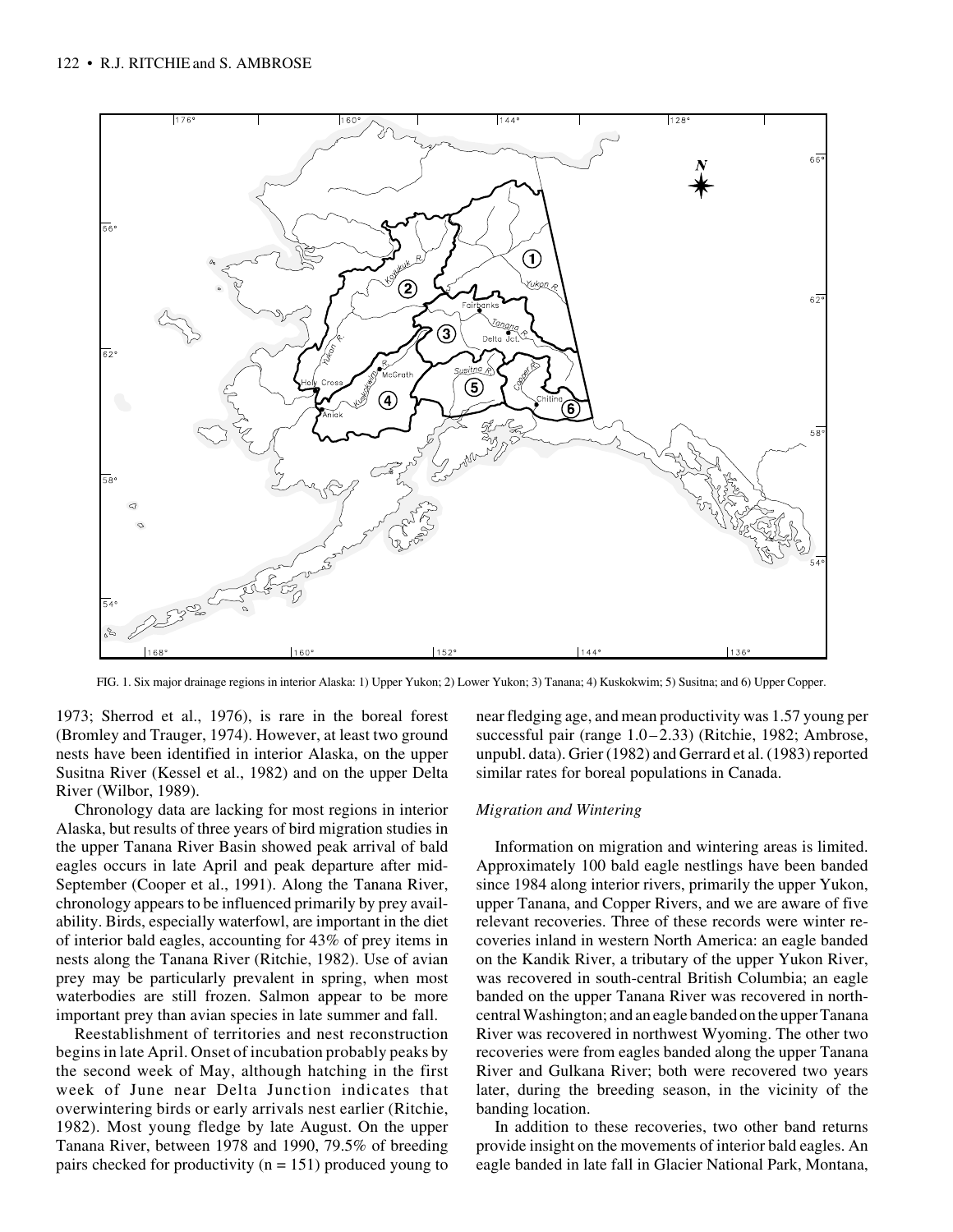FIG. 1. Six major drainage regions in interior Alaska: 1) Upper Yukon; 2) Lower Yukon; 3) Tanana; 4) Kuskokwim; 5) Susitna; and 6) Upper Copper.

1973; Sherrod et al., 1976), is rare in the boreal forest (Bromley and Trauger, 1974). However, at least two ground nests have been identified in interior Alaska, on the upper Susitna River (Kessel et al., 1982) and on the upper Delta River (Wilbor, 1989).

Chronology data are lacking for most regions in interior Alaska, but results of three years of bird migration studies in the upper Tanana River Basin showed peak arrival of bald eagles occurs in late April and peak departure after mid-September (Cooper et al., 1991). Along the Tanana River, chronology appears to be influenced primarily by prey availability. Birds, especially waterfowl, are important in the diet of interior bald eagles, accounting for 43% of prey items in nests along the Tanana River (Ritchie, 1982). Use of avian prey may be particularly prevalent in spring, when most waterbodies are still frozen. Salmon appear to be more important prey than avian species in late summer and fall.

Reestablishment of territories and nest reconstruction begins in late April. Onset of incubation probably peaks by the second week of May, although hatching in the first week of June near Delta Junction indicates that overwintering birds or early arrivals nest earlier (Ritchie, 1982). Most young fledge by late August. On the upper Tanana River, between 1978 and 1990, 79.5% of breeding pairs checked for productivity (n = 151) produced young to near fledging age, and mean productivity was 1.57 young per successful pair (range 1.0–2.33) (Ritchie, 1982; Ambrose, unpubl. data). Grier (1982) and Gerrard et al. (1983) reported similar rates for boreal populations in Canada.

### *Migration and Wintering*

Information on migration and wintering areas is limited. Approximately 100 bald eagle nestlings have been banded since 1984 along interior rivers, primarily the upper Yukon, upper Tanana, and Copper Rivers, and we are aware of five relevant recoveries. Three of these records were winter recoveries inland in western North America: an eagle banded on the Kandik River, a tributary of the upper Yukon River, was recovered in south-central British Columbia; an eagle banded on the upper Tanana River was recovered in north-central Washington; and an eagle banded on the upper Tanana River was recovered in northwest Wyoming. The other two recoveries were from eagles banded along the upper Tanana River and Gulkana River; both were recovered two years later, during the breeding season, in the vicinity of the banding location.

In addition to these recoveries, two other band returns provide insight on the movements of interior bald eagles. An eagle banded in late fall in Glacier National Park, Montana,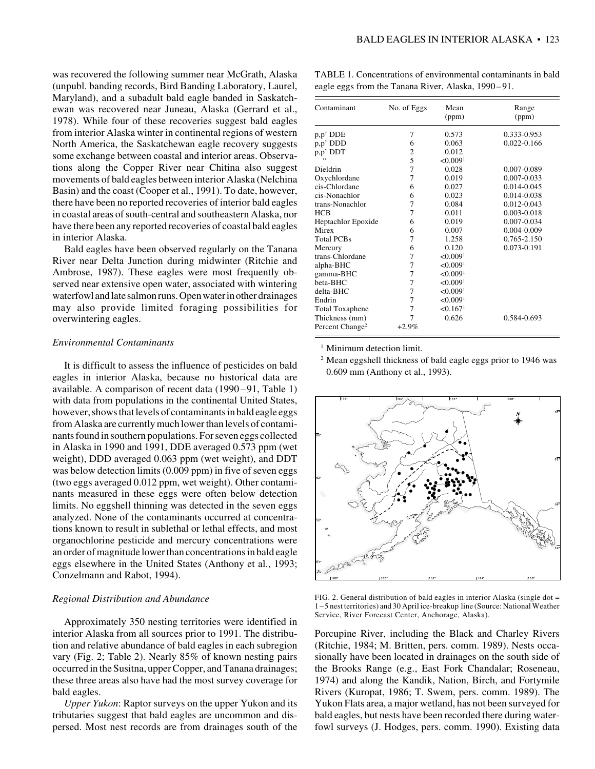was recovered the following summer near McGrath, Alaska (unpubl. banding records, Bird Banding Laboratory, Laurel, Maryland), and a subadult bald eagle banded in Saskatchewan was recovered near Juneau, Alaska (Gerrard et al., 1978). While four of these recoveries suggest bald eagles from interior Alaska winter in continental regions of western North America, the Saskatchewan eagle recovery suggests some exchange between coastal and interior areas. Observations along the Copper River near Chitina also suggest movements of bald eagles between interior Alaska (Nelchina Basin) and the coast (Cooper et al., 1991). To date, however, there have been no reported recoveries of interior bald eagles in coastal areas of south-central and southeastern Alaska, nor have there been any reported recoveries of coastal bald eagles in interior Alaska.

Bald eagles have been observed regularly on the Tanana River near Delta Junction during midwinter (Ritchie and Ambrose, 1987). These eagles were most frequently observed near extensive open water, associated with wintering waterfowl and late salmon runs. Open water in other drainages may also provide limited foraging possibilities for overwintering eagles.

*Environmental Contaminants*

It is difficult to assess the influence of pesticides on bald eagles in interior Alaska, because no historical data are available. A comparison of recent data (1990–91, Table 1) with data from populations in the continental United States, however, shows that levels of contaminants in bald eagle eggs from Alaska are currently much lower than levels of contaminants found in southern populations. For seven eggs collected in Alaska in 1990 and 1991, DDE averaged 0.573 ppm (wet weight), DDD averaged 0.063 ppm (wet weight), and DDT was below detection limits (0.009 ppm) in five of seven eggs (two eggs averaged 0.012 ppm, wet weight). Other contaminants measured in these eggs were often below detection limits. No eggshell thinning was detected in the seven eggs analyzed. None of the contaminants occurred at concentrations known to result in sublethal or lethal effects, and most organochlorine pesticide and mercury concentrations were an order of magnitude lower than concentrations in bald eagle eggs elsewhere in the United States (Anthony et al., 1993; Conzelmann and Rabot, 1994).

TABLE 1. Concentrations of environmental contaminants in bald eagle eggs from the Tanana River, Alaska, 1990–91.

| Contaminant | No. of Eggs | Mean (ppm) | Range (ppm) |
|---|---|---|---|
| p,p' DDE | 7 | 0.573 | 0.333-0.953 |
| p,p' DDD | 6 | 0.063 | 0.022-0.166 |
| p,p' DDT | 2 | 0.012 | |
| " | 5 | <0.009[1] | |
| Dieldrin | 7 | 0.028 | 0.007-0.089 |
| Oxychlordane | 7 | 0.019 | 0.007-0.033 |
| cis-Chlordane | 6 | 0.027 | 0.014-0.045 |
| cis-Nonachlor | 6 | 0.023 | 0.014-0.038 |
| trans-Nonachlor | 7 | 0.084 | 0.012-0.043 |
| HCB | 7 | 0.011 | 0.003-0.018 |
| Heptachlor Epoxide | 6 | 0.019 | 0.007-0.034 |
| Mirex | 6 | 0.007 | 0.004-0.009 |
| Total PCBs | 7 | 1.258 | 0.765-2.150 |
| Mercury | 6 | 0.120 | 0.073-0.191 |
| trans-Chlordane | 7 | <0.009[1] | |
| alpha-BHC | 7 | <0.009[1] | |
| gamma-BHC | 7 | <0.009[1] | |
| beta-BHC | 7 | <0.009[1] | |
| delta-BHC | 7 | <0.009[1] | |
| Endrin | 7 | <0.009[1] | |
| Total Toxaphene | 7 | <0.167[1] | |
| Thickness (mm) | 7 | 0.626 | 0.584-0.693 |
| Percent Change[2] | +2.9% | | |

[1] Minimum detection limit.

[2] Mean eggshell thickness of bald eagle eggs prior to 1946 was 0.609 mm (Anthony et al., 1993).

FIG. 2. General distribution of bald eagles in interior Alaska (single dot = 1–5 nest territories) and 30 April ice-breakup line (Source: National Weather Service, River Forecast Center, Anchorage, Alaska).

*Regional Distribution and Abundance*

Approximately 350 nesting territories were identified in interior Alaska from all sources prior to 1991. The distribution and relative abundance of bald eagles in each subregion vary (Fig. 2; Table 2). Nearly 85% of known nesting pairs occurred in the Susitna, upper Copper, and Tanana drainages; these three areas also have had the most survey coverage for bald eagles.

*Upper Yukon*: Raptor surveys on the upper Yukon and its tributaries suggest that bald eagles are uncommon and dispersed. Most nest records are from drainages south of the Porcupine River, including the Black and Charley Rivers (Ritchie, 1984; M. Britten, pers. comm. 1989). Nests occasionally have been located in drainages on the south side of the Brooks Range (e.g., East Fork Chandalar; Roseneau, 1974) and along the Kandik, Nation, Birch, and Fortymile Rivers (Kuropat, 1986; T. Swem, pers. comm. 1989). The Yukon Flats area, a major wetland, has not been surveyed for bald eagles, but nests have been recorded there during waterfowl surveys (J. Hodges, pers. comm. 1990). Existing data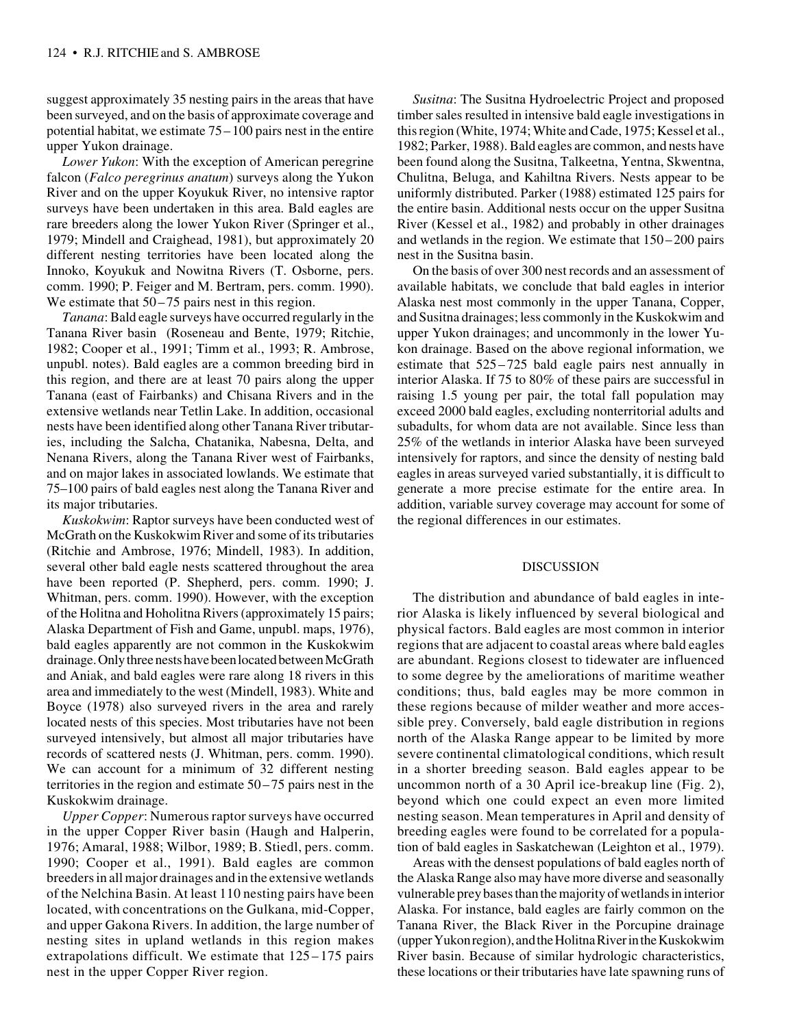suggest approximately 35 nesting pairs in the areas that have been surveyed, and on the basis of approximate coverage and potential habitat, we estimate 75–100 pairs nest in the entire upper Yukon drainage.

*Lower Yukon*: With the exception of American peregrine falcon (*Falco peregrinus anatum*) surveys along the Yukon River and on the upper Koyukuk River, no intensive raptor surveys have been undertaken in this area. Bald eagles are rare breeders along the lower Yukon River (Springer et al., 1979; Mindell and Craighead, 1981), but approximately 20 different nesting territories have been located along the Innoko, Koyukuk and Nowitna Rivers (T. Osborne, pers. comm. 1990; P. Feiger and M. Bertram, pers. comm. 1990). We estimate that 50–75 pairs nest in this region.

*Tanana*: Bald eagle surveys have occurred regularly in the Tanana River basin (Roseneau and Bente, 1979; Ritchie, 1982; Cooper et al., 1991; Timm et al., 1993; R. Ambrose, unpubl. notes). Bald eagles are a common breeding bird in this region, and there are at least 70 pairs along the upper Tanana (east of Fairbanks) and Chisana Rivers and in the extensive wetlands near Tetlin Lake. In addition, occasional nests have been identified along other Tanana River tributaries, including the Salcha, Chatanika, Nabesna, Delta, and Nenana Rivers, along the Tanana River west of Fairbanks, and on major lakes in associated lowlands. We estimate that 75–100 pairs of bald eagles nest along the Tanana River and its major tributaries.

*Kuskokwim*: Raptor surveys have been conducted west of McGrath on the Kuskokwim River and some of its tributaries (Ritchie and Ambrose, 1976; Mindell, 1983). In addition, several other bald eagle nests scattered throughout the area have been reported (P. Shepherd, pers. comm. 1990; J. Whitman, pers. comm. 1990). However, with the exception of the Holitna and Hoholitna Rivers (approximately 15 pairs; Alaska Department of Fish and Game, unpubl. maps, 1976), bald eagles apparently are not common in the Kuskokwim drainage. Only three nests have been located between McGrath and Aniak, and bald eagles were rare along 18 rivers in this area and immediately to the west (Mindell, 1983). White and Boyce (1978) also surveyed rivers in the area and rarely located nests of this species. Most tributaries have not been surveyed intensively, but almost all major tributaries have records of scattered nests (J. Whitman, pers. comm. 1990). We can account for a minimum of 32 different nesting territories in the region and estimate 50–75 pairs nest in the Kuskokwim drainage.

*Upper Copper*: Numerous raptor surveys have occurred in the upper Copper River basin (Haugh and Halperin, 1976; Amaral, 1988; Wilbor, 1989; B. Stiedl, pers. comm. 1990; Cooper et al., 1991). Bald eagles are common breeders in all major drainages and in the extensive wetlands of the Nelchina Basin. At least 110 nesting pairs have been located, with concentrations on the Gulkana, mid-Copper, and upper Gakona Rivers. In addition, the large number of nesting sites in upland wetlands in this region makes extrapolations difficult. We estimate that 125–175 pairs nest in the upper Copper River region.

*Susitna*: The Susitna Hydroelectric Project and proposed timber sales resulted in intensive bald eagle investigations in this region (White, 1974; White and Cade, 1975; Kessel et al., 1982; Parker, 1988). Bald eagles are common, and nests have been found along the Susitna, Talkeetna, Yentna, Skwentna, Chulitna, Beluga, and Kahiltna Rivers. Nests appear to be uniformly distributed. Parker (1988) estimated 125 pairs for the entire basin. Additional nests occur on the upper Susitna River (Kessel et al., 1982) and probably in other drainages and wetlands in the region. We estimate that 150–200 pairs nest in the Susitna basin.

On the basis of over 300 nest records and an assessment of available habitats, we conclude that bald eagles in interior Alaska nest most commonly in the upper Tanana, Copper, and Susitna drainages; less commonly in the Kuskokwim and upper Yukon drainages; and uncommonly in the lower Yukon drainage. Based on the above regional information, we estimate that 525–725 bald eagle pairs nest annually in interior Alaska. If 75 to 80% of these pairs are successful in raising 1.5 young per pair, the total fall population may exceed 2000 bald eagles, excluding nonterritorial adults and subadults, for whom data are not available. Since less than 25% of the wetlands in interior Alaska have been surveyed intensively for raptors, and since the density of nesting bald eagles in areas surveyed varied substantially, it is difficult to generate a more precise estimate for the entire area. In addition, variable survey coverage may account for some of the regional differences in our estimates.

## DISCUSSION

The distribution and abundance of bald eagles in interior Alaska is likely influenced by several biological and physical factors. Bald eagles are most common in interior regions that are adjacent to coastal areas where bald eagles are abundant. Regions closest to tidewater are influenced to some degree by the ameliorations of maritime weather conditions; thus, bald eagles may be more common in these regions because of milder weather and more accessible prey. Conversely, bald eagle distribution in regions north of the Alaska Range appear to be limited by more severe continental climatological conditions, which result in a shorter breeding season. Bald eagles appear to be uncommon north of a 30 April ice-breakup line (Fig. 2), beyond which one could expect an even more limited nesting season. Mean temperatures in April and density of breeding eagles were found to be correlated for a population of bald eagles in Saskatchewan (Leighton et al., 1979).

Areas with the densest populations of bald eagles north of the Alaska Range also may have more diverse and seasonally vulnerable prey bases than the majority of wetlands in interior Alaska. For instance, bald eagles are fairly common on the Tanana River, the Black River in the Porcupine drainage (upper Yukon region), and the Holitna River in the Kuskokwim River basin. Because of similar hydrologic characteristics, these locations or their tributaries have late spawning runs of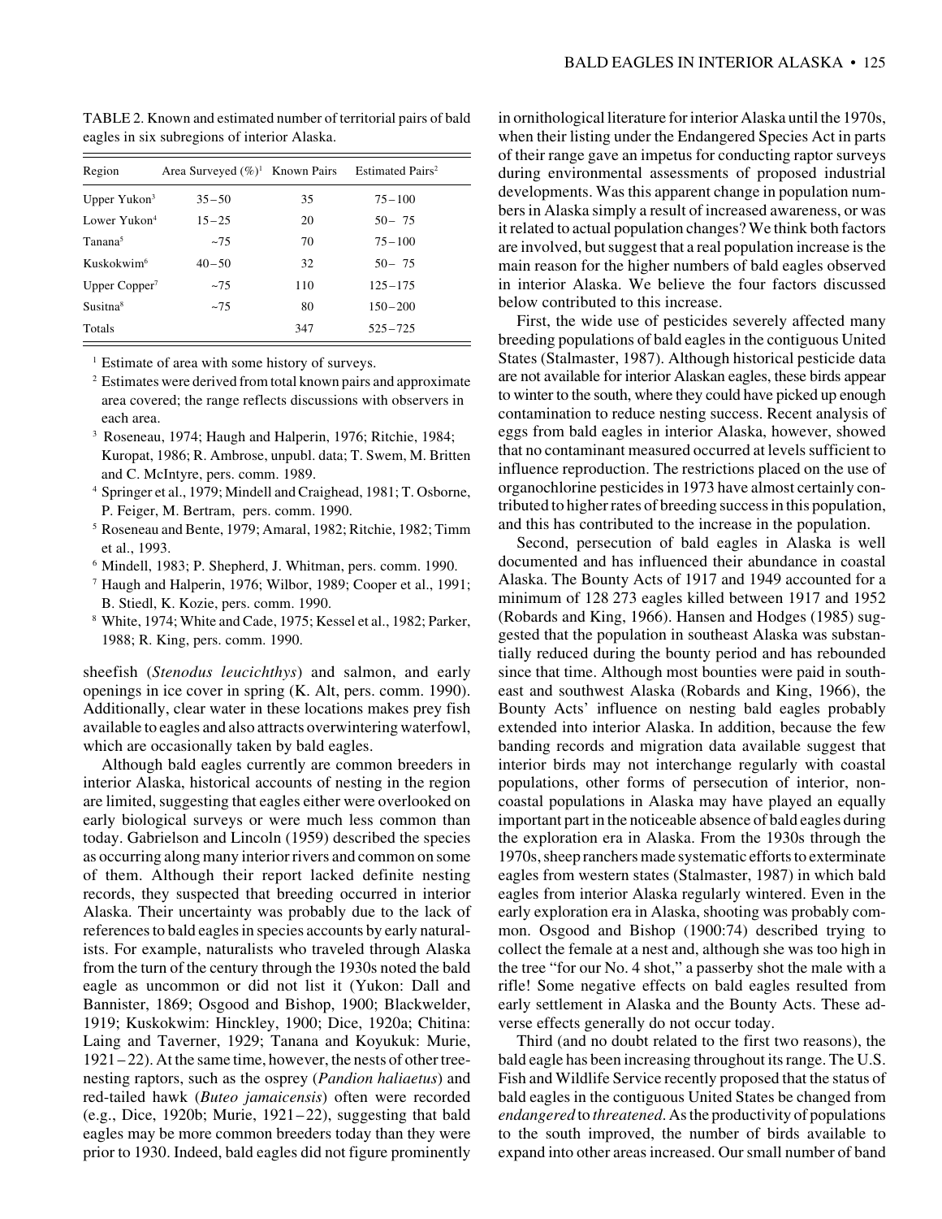TABLE 2. Known and estimated number of territorial pairs of bald eagles in six subregions of interior Alaska.

| Region | Area Surveyed (%)[1] | Known Pairs | Estimated Pairs[2] |
|---|---|---|---|
| Upper Yukon[3] | 35 – 50 | 35 | 75 – 100 |
| Lower Yukon[4] | 15 – 25 | 20 | 50 – 75 |
| Tanana[5] | ~75 | 70 | 75 – 100 |
| Kuskokwim[6] | 40 – 50 | 32 | 50 – 75 |
| Upper Copper[7] | ~75 | 110 | 125 – 175 |
| Susitna[8] | ~75 | 80 | 150 – 200 |
| Totals | | 347 | 525 – 725 |

[1] Estimate of area with some history of surveys.

[2] Estimates were derived from total known pairs and approximate area covered; the range reflects discussions with observers in each area.

[3] Roseneau, 1974; Haugh and Halperin, 1976; Ritchie, 1984; Kuropat, 1986; R. Ambrose, unpubl. data; T. Swem, M. Britten and C. McIntyre, pers. comm. 1989.

[4] Springer et al., 1979; Mindell and Craighead, 1981; T. Osborne, P. Feiger, M. Bertram, pers. comm. 1990.

[5] Roseneau and Bente, 1979; Amaral, 1982; Ritchie, 1982; Timm et al., 1993.

[6] Mindell, 1983; P. Shepherd, J. Whitman, pers. comm. 1990.

[7] Haugh and Halperin, 1976; Wilbor, 1989; Cooper et al., 1991; B. Stiedl, K. Kozie, pers. comm. 1990.

[8] White, 1974; White and Cade, 1975; Kessel et al., 1982; Parker, 1988; R. King, pers. comm. 1990.

sheefish (*Stenodus leucichthys*) and salmon, and early openings in ice cover in spring (K. Alt, pers. comm. 1990). Additionally, clear water in these locations makes prey fish available to eagles and also attracts overwintering waterfowl, which are occasionally taken by bald eagles.

Although bald eagles currently are common breeders in interior Alaska, historical accounts of nesting in the region are limited, suggesting that eagles either were overlooked on early biological surveys or were much less common than today. Gabrielson and Lincoln (1959) described the species as occurring along many interior rivers and common on some of them. Although their report lacked definite nesting records, they suspected that breeding occurred in interior Alaska. Their uncertainty was probably due to the lack of references to bald eagles in species accounts by early naturalists. For example, naturalists who traveled through Alaska from the turn of the century through the 1930s noted the bald eagle as uncommon or did not list it (Yukon: Dall and Bannister, 1869; Osgood and Bishop, 1900; Blackwelder, 1919; Kuskokwim: Hinckley, 1900; Dice, 1920a; Chitina: Laing and Taverner, 1929; Tanana and Koyukuk: Murie, 1921 – 22). At the same time, however, the nests of other tree-nesting raptors, such as the osprey (*Pandion haliaetus*) and red-tailed hawk (*Buteo jamaicensis*) often were recorded (e.g., Dice, 1920b; Murie, 1921 – 22), suggesting that bald eagles may be more common breeders today than they were prior to 1930. Indeed, bald eagles did not figure prominently in ornithological literature for interior Alaska until the 1970s, when their listing under the Endangered Species Act in parts of their range gave an impetus for conducting raptor surveys during environmental assessments of proposed industrial developments. Was this apparent change in population numbers in Alaska simply a result of increased awareness, or was it related to actual population changes? We think both factors are involved, but suggest that a real population increase is the main reason for the higher numbers of bald eagles observed in interior Alaska. We believe the four factors discussed below contributed to this increase.

First, the wide use of pesticides severely affected many breeding populations of bald eagles in the contiguous United States (Stalmaster, 1987). Although historical pesticide data are not available for interior Alaskan eagles, these birds appear to winter to the south, where they could have picked up enough contamination to reduce nesting success. Recent analysis of eggs from bald eagles in interior Alaska, however, showed that no contaminant measured occurred at levels sufficient to influence reproduction. The restrictions placed on the use of organochlorine pesticides in 1973 have almost certainly contributed to higher rates of breeding success in this population, and this has contributed to the increase in the population.

Second, persecution of bald eagles in Alaska is well documented and has influenced their abundance in coastal Alaska. The Bounty Acts of 1917 and 1949 accounted for a minimum of 128 273 eagles killed between 1917 and 1952 (Robards and King, 1966). Hansen and Hodges (1985) suggested that the population in southeast Alaska was substantially reduced during the bounty period and has rebounded since that time. Although most bounties were paid in southeast and southwest Alaska (Robards and King, 1966), the Bounty Acts' influence on nesting bald eagles probably extended into interior Alaska. In addition, because the few banding records and migration data available suggest that interior birds may not interchange regularly with coastal populations, other forms of persecution of interior, non-coastal populations in Alaska may have played an equally important part in the noticeable absence of bald eagles during the exploration era in Alaska. From the 1930s through the 1970s, sheep ranchers made systematic efforts to exterminate eagles from western states (Stalmaster, 1987) in which bald eagles from interior Alaska regularly wintered. Even in the early exploration era in Alaska, shooting was probably common. Osgood and Bishop (1900:74) described trying to collect the female at a nest and, although she was too high in the tree "for our No. 4 shot," a passerby shot the male with a rifle! Some negative effects on bald eagles resulted from early settlement in Alaska and the Bounty Acts. These adverse effects generally do not occur today.

Third (and no doubt related to the first two reasons), the bald eagle has been increasing throughout its range. The U.S. Fish and Wildlife Service recently proposed that the status of bald eagles in the contiguous United States be changed from *endangered* to *threatened*. As the productivity of populations to the south improved, the number of birds available to expand into other areas increased. Our small number of band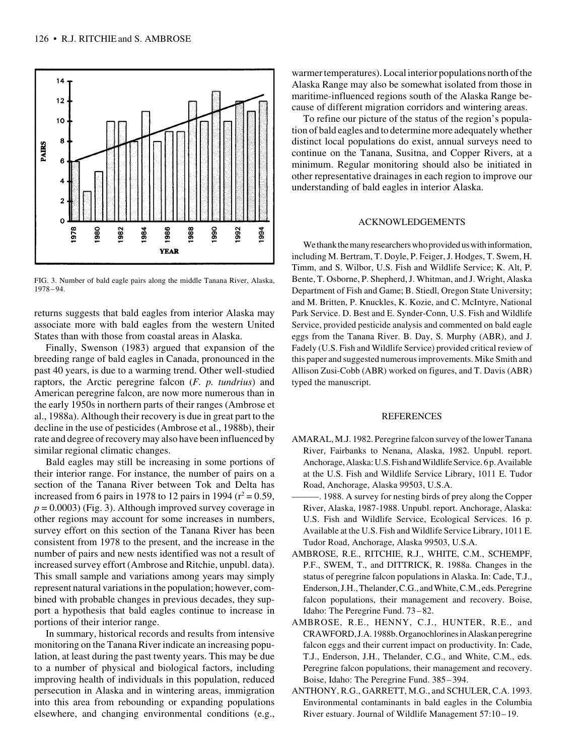FIG. 3. Number of bald eagle pairs along the middle Tanana River, Alaska, 1978–94.

returns suggests that bald eagles from interior Alaska may associate more with bald eagles from the western United States than with those from coastal areas in Alaska.

Finally, Swenson (1983) argued that expansion of the breeding range of bald eagles in Canada, pronounced in the past 40 years, is due to a warming trend. Other well-studied raptors, the Arctic peregrine falcon (*F. p. tundrius*) and American peregrine falcon, are now more numerous than in the early 1950s in northern parts of their ranges (Ambrose et al., 1988a). Although their recovery is due in great part to the decline in the use of pesticides (Ambrose et al., 1988b), their rate and degree of recovery may also have been influenced by similar regional climatic changes.

Bald eagles may still be increasing in some portions of their interior range. For instance, the number of pairs on a section of the Tanana River between Tok and Delta has increased from 6 pairs in 1978 to 12 pairs in 1994 ($r^2 = 0.59$, $p = 0.0003$) (Fig. 3). Although improved survey coverage in other regions may account for some increases in numbers, survey effort on this section of the Tanana River has been consistent from 1978 to the present, and the increase in the number of pairs and new nests identified was not a result of increased survey effort (Ambrose and Ritchie, unpubl. data). This small sample and variations among years may simply represent natural variations in the population; however, combined with probable changes in previous decades, they support a hypothesis that bald eagles continue to increase in portions of their interior range.

In summary, historical records and results from intensive monitoring on the Tanana River indicate an increasing population, at least during the past twenty years. This may be due to a number of physical and biological factors, including improving health of individuals in this population, reduced persecution in Alaska and in wintering areas, immigration into this area from rebounding or expanding populations elsewhere, and changing environmental conditions (e.g., warmer temperatures). Local interior populations north of the Alaska Range may also be somewhat isolated from those in maritime-influenced regions south of the Alaska Range because of different migration corridors and wintering areas.

To refine our picture of the status of the region's population of bald eagles and to determine more adequately whether distinct local populations do exist, annual surveys need to continue on the Tanana, Susitna, and Copper Rivers, at a minimum. Regular monitoring should also be initiated in other representative drainages in each region to improve our understanding of bald eagles in interior Alaska.

## ACKNOWLEDGEMENTS

We thank the many researchers who provided us with information, including M. Bertram, T. Doyle, P. Feiger, J. Hodges, T. Swem, H. Timm, and S. Wilbor, U.S. Fish and Wildlife Service; K. Alt, P. Bente, T. Osborne, P. Shepherd, J. Whitman, and J. Wright, Alaska Department of Fish and Game; B. Stiedl, Oregon State University; and M. Britten, P. Knuckles, K. Kozie, and C. McIntyre, National Park Service. D. Best and E. Synder-Conn, U.S. Fish and Wildlife Service, provided pesticide analysis and commented on bald eagle eggs from the Tanana River. B. Day, S. Murphy (ABR), and J. Fadely (U.S. Fish and Wildlife Service) provided critical review of this paper and suggested numerous improvements. Mike Smith and Allison Zusi-Cobb (ABR) worked on figures, and T. Davis (ABR) typed the manuscript.

## REFERENCES

AMARAL, M.J. 1982. Peregrine falcon survey of the lower Tanana River, Fairbanks to Nenana, Alaska, 1982. Unpubl. report. Anchorage, Alaska: U.S. Fish and Wildlife Service. 6 p. Available at the U.S. Fish and Wildlife Service Library, 1011 E. Tudor Road, Anchorage, Alaska 99503, U.S.A.

———. 1988. A survey for nesting birds of prey along the Copper River, Alaska, 1987-1988. Unpubl. report. Anchorage, Alaska: U.S. Fish and Wildlife Service, Ecological Services. 16 p. Available at the U.S. Fish and Wildlife Service Library, 1011 E. Tudor Road, Anchorage, Alaska 99503, U.S.A.

AMBROSE, R.E., RITCHIE, R.J., WHITE, C.M., SCHEMPF, P.F., SWEM, T., and DITTRICK, R. 1988a. Changes in the status of peregrine falcon populations in Alaska. In: Cade, T.J., Enderson, J.H., Thelander, C.G., and White, C.M., eds. Peregrine falcon populations, their management and recovery. Boise, Idaho: The Peregrine Fund. 73–82.

AMBROSE, R.E., HENNY, C.J., HUNTER, R.E., and CRAWFORD, J.A. 1988b. Organochlorines in Alaskan peregrine falcon eggs and their current impact on productivity. In: Cade, T.J., Enderson, J.H., Thelander, C.G., and White, C.M., eds. Peregrine falcon populations, their management and recovery. Boise, Idaho: The Peregrine Fund. 385–394.

ANTHONY, R.G., GARRETT, M.G., and SCHULER, C.A. 1993. Environmental contaminants in bald eagles in the Columbia River estuary. Journal of Wildlife Management 57:10–19.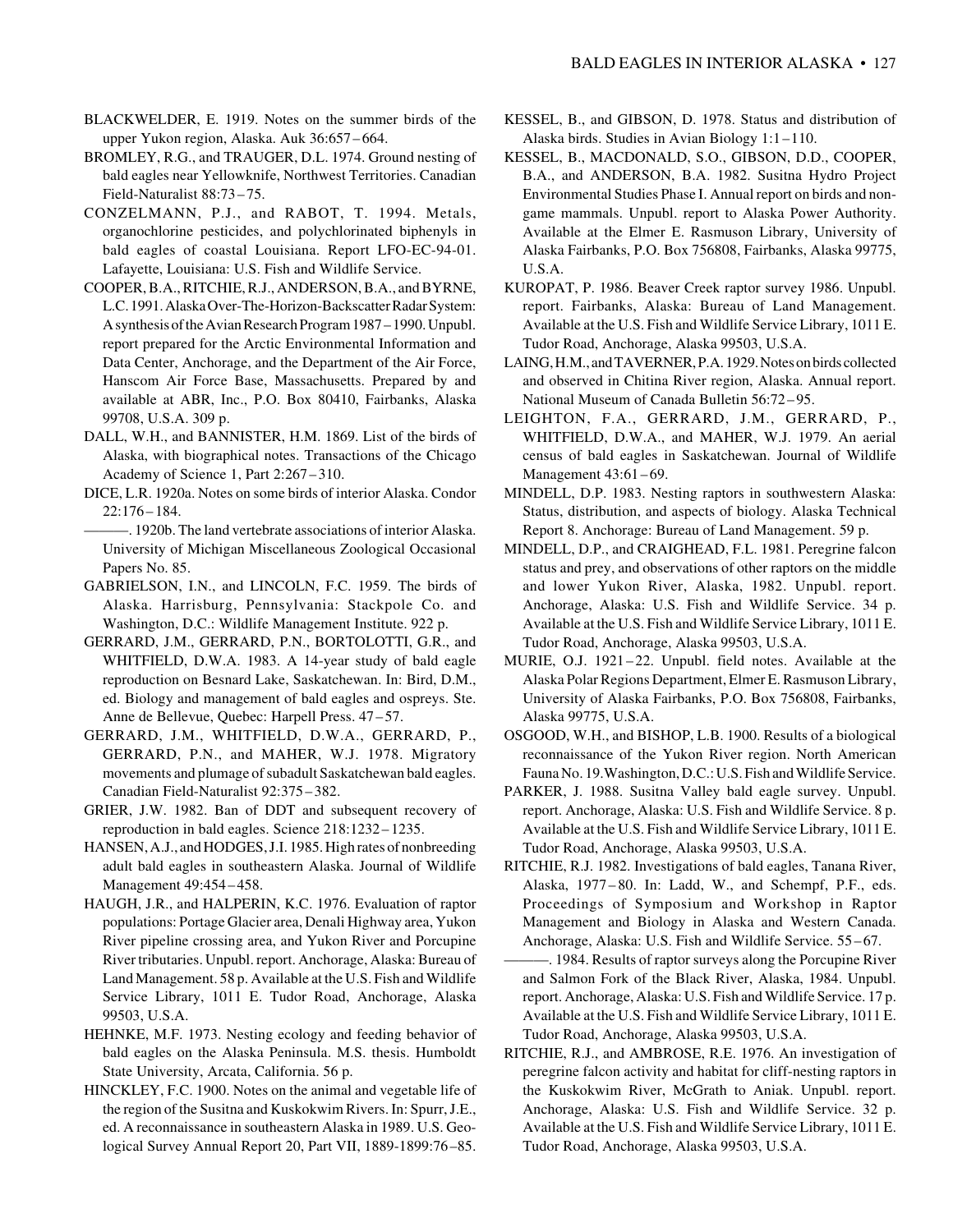BLACKWELDER, E. 1919. Notes on the summer birds of the upper Yukon region, Alaska. Auk 36:657–664.

BROMLEY, R.G., and TRAUGER, D.L. 1974. Ground nesting of bald eagles near Yellowknife, Northwest Territories. Canadian Field-Naturalist 88:73–75.

CONZELMANN, P.J., and RABOT, T. 1994. Metals, organochlorine pesticides, and polychlorinated biphenyls in bald eagles of coastal Louisiana. Report LFO-EC-94-01. Lafayette, Louisiana: U.S. Fish and Wildlife Service.

COOPER, B.A., RITCHIE, R.J., ANDERSON, B.A., and BYRNE, L.C. 1991. Alaska Over-The-Horizon-Backscatter Radar System: A synthesis of the Avian Research Program 1987–1990. Unpubl. report prepared for the Arctic Environmental Information and Data Center, Anchorage, and the Department of the Air Force, Hanscom Air Force Base, Massachusetts. Prepared by and available at ABR, Inc., P.O. Box 80410, Fairbanks, Alaska 99708, U.S.A. 309 p.

DALL, W.H., and BANNISTER, H.M. 1869. List of the birds of Alaska, with biographical notes. Transactions of the Chicago Academy of Science 1, Part 2:267–310.

DICE, L.R. 1920a. Notes on some birds of interior Alaska. Condor 22:176–184.

———. 1920b. The land vertebrate associations of interior Alaska. University of Michigan Miscellaneous Zoological Occasional Papers No. 85.

GABRIELSON, I.N., and LINCOLN, F.C. 1959. The birds of Alaska. Harrisburg, Pennsylvania: Stackpole Co. and Washington, D.C.: Wildlife Management Institute. 922 p.

GERRARD, J.M., GERRARD, P.N., BORTOLOTTI, G.R., and WHITFIELD, D.W.A. 1983. A 14-year study of bald eagle reproduction on Besnard Lake, Saskatchewan. In: Bird, D.M., ed. Biology and management of bald eagles and ospreys. Ste. Anne de Bellevue, Quebec: Harpell Press. 47–57.

GERRARD, J.M., WHITFIELD, D.W.A., GERRARD, P., GERRARD, P.N., and MAHER, W.J. 1978. Migratory movements and plumage of subadult Saskatchewan bald eagles. Canadian Field-Naturalist 92:375–382.

GRIER, J.W. 1982. Ban of DDT and subsequent recovery of reproduction in bald eagles. Science 218:1232–1235.

HANSEN, A.J., and HODGES, J.I. 1985. High rates of nonbreeding adult bald eagles in southeastern Alaska. Journal of Wildlife Management 49:454–458.

HAUGH, J.R., and HALPERIN, K.C. 1976. Evaluation of raptor populations: Portage Glacier area, Denali Highway area, Yukon River pipeline crossing area, and Yukon River and Porcupine River tributaries. Unpubl. report. Anchorage, Alaska: Bureau of Land Management. 58 p. Available at the U.S. Fish and Wildlife Service Library, 1011 E. Tudor Road, Anchorage, Alaska 99503, U.S.A.

HEHNKE, M.F. 1973. Nesting ecology and feeding behavior of bald eagles on the Alaska Peninsula. M.S. thesis. Humboldt State University, Arcata, California. 56 p.

HINCKLEY, F.C. 1900. Notes on the animal and vegetable life of the region of the Susitna and Kuskokwim Rivers. In: Spurr, J.E., ed. A reconnaissance in southeastern Alaska in 1989. U.S. Geological Survey Annual Report 20, Part VII, 1889-1899:76–85.

KESSEL, B., and GIBSON, D. 1978. Status and distribution of Alaska birds. Studies in Avian Biology 1:1–110.

KESSEL, B., MACDONALD, S.O., GIBSON, D.D., COOPER, B.A., and ANDERSON, B.A. 1982. Susitna Hydro Project Environmental Studies Phase I. Annual report on birds and non-game mammals. Unpubl. report to Alaska Power Authority. Available at the Elmer E. Rasmuson Library, University of Alaska Fairbanks, P.O. Box 756808, Fairbanks, Alaska 99775, U.S.A.

KUROPAT, P. 1986. Beaver Creek raptor survey 1986. Unpubl. report. Fairbanks, Alaska: Bureau of Land Management. Available at the U.S. Fish and Wildlife Service Library, 1011 E. Tudor Road, Anchorage, Alaska 99503, U.S.A.

LAING, H.M., and TAVERNER, P.A. 1929. Notes on birds collected and observed in Chitina River region, Alaska. Annual report. National Museum of Canada Bulletin 56:72–95.

LEIGHTON, F.A., GERRARD, J.M., GERRARD, P., WHITFIELD, D.W.A., and MAHER, W.J. 1979. An aerial census of bald eagles in Saskatchewan. Journal of Wildlife Management 43:61–69.

MINDELL, D.P. 1983. Nesting raptors in southwestern Alaska: Status, distribution, and aspects of biology. Alaska Technical Report 8. Anchorage: Bureau of Land Management. 59 p.

MINDELL, D.P., and CRAIGHEAD, F.L. 1981. Peregrine falcon status and prey, and observations of other raptors on the middle and lower Yukon River, Alaska, 1982. Unpubl. report. Anchorage, Alaska: U.S. Fish and Wildlife Service. 34 p. Available at the U.S. Fish and Wildlife Service Library, 1011 E. Tudor Road, Anchorage, Alaska 99503, U.S.A.

MURIE, O.J. 1921–22. Unpubl. field notes. Available at the Alaska Polar Regions Department, Elmer E. Rasmuson Library, University of Alaska Fairbanks, P.O. Box 756808, Fairbanks, Alaska 99775, U.S.A.

OSGOOD, W.H., and BISHOP, L.B. 1900. Results of a biological reconnaissance of the Yukon River region. North American Fauna No. 19. Washington, D.C.: U.S. Fish and Wildlife Service.

PARKER, J. 1988. Susitna Valley bald eagle survey. Unpubl. report. Anchorage, Alaska: U.S. Fish and Wildlife Service. 8 p. Available at the U.S. Fish and Wildlife Service Library, 1011 E. Tudor Road, Anchorage, Alaska 99503, U.S.A.

RITCHIE, R.J. 1982. Investigations of bald eagles, Tanana River, Alaska, 1977–80. In: Ladd, W., and Schempf, P.F., eds. Proceedings of Symposium and Workshop in Raptor Management and Biology in Alaska and Western Canada. Anchorage, Alaska: U.S. Fish and Wildlife Service. 55–67.

———. 1984. Results of raptor surveys along the Porcupine River and Salmon Fork of the Black River, Alaska, 1984. Unpubl. report. Anchorage, Alaska: U.S. Fish and Wildlife Service. 17 p. Available at the U.S. Fish and Wildlife Service Library, 1011 E. Tudor Road, Anchorage, Alaska 99503, U.S.A.

RITCHIE, R.J., and AMBROSE, R.E. 1976. An investigation of peregrine falcon activity and habitat for cliff-nesting raptors in the Kuskokwim River, McGrath to Aniak. Unpubl. report. Anchorage, Alaska: U.S. Fish and Wildlife Service. 32 p. Available at the U.S. Fish and Wildlife Service Library, 1011 E. Tudor Road, Anchorage, Alaska 99503, U.S.A.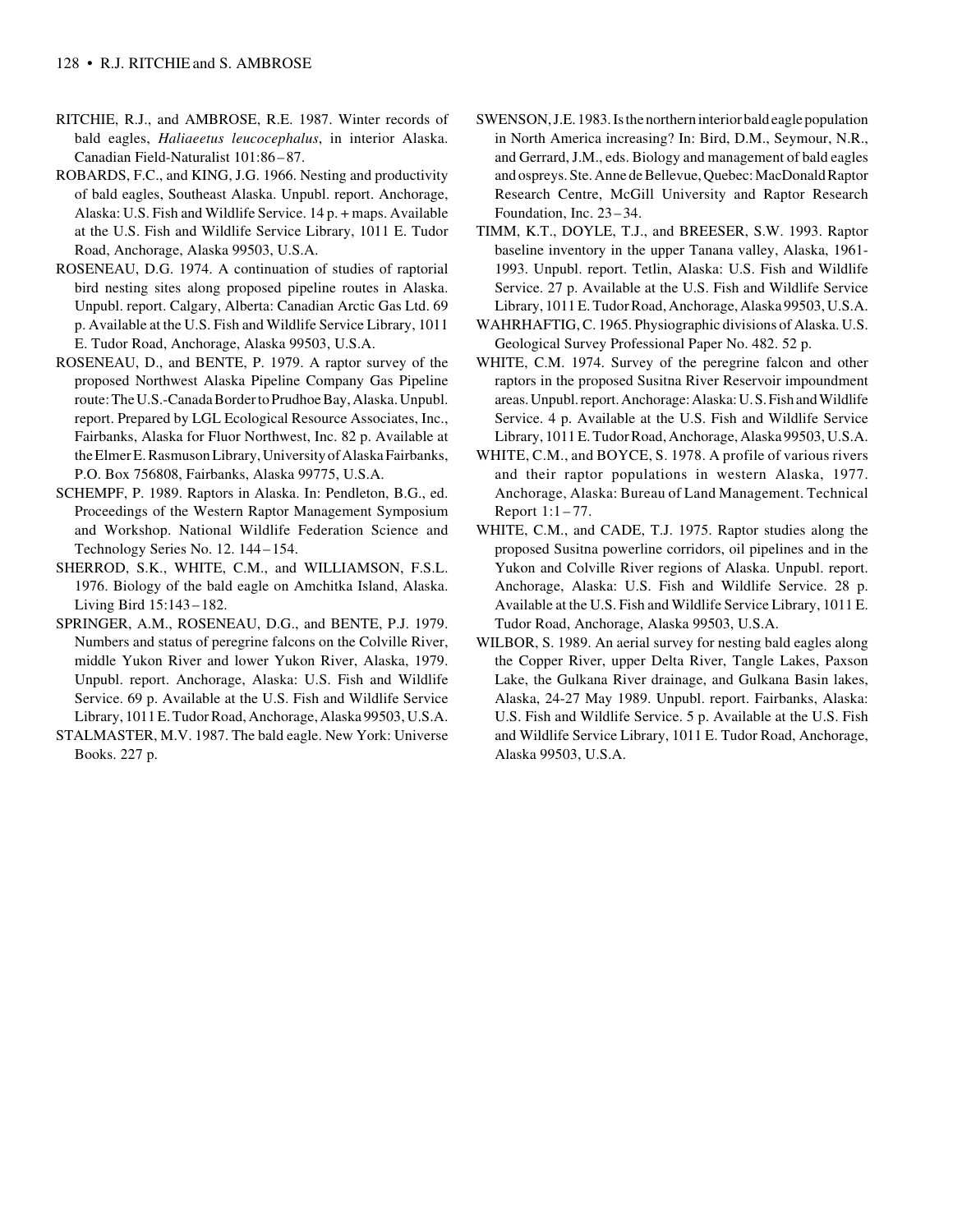RITCHIE, R.J., and AMBROSE, R.E. 1987. Winter records of bald eagles, *Haliaeetus leucocephalus*, in interior Alaska. Canadian Field-Naturalist 101:86 – 87.

ROBARDS, F.C., and KING, J.G. 1966. Nesting and productivity of bald eagles, Southeast Alaska. Unpubl. report. Anchorage, Alaska: U.S. Fish and Wildlife Service. 14 p. + maps. Available at the U.S. Fish and Wildlife Service Library, 1011 E. Tudor Road, Anchorage, Alaska 99503, U.S.A.

ROSENEAU, D.G. 1974. A continuation of studies of raptorial bird nesting sites along proposed pipeline routes in Alaska. Unpubl. report. Calgary, Alberta: Canadian Arctic Gas Ltd. 69 p. Available at the U.S. Fish and Wildlife Service Library, 1011 E. Tudor Road, Anchorage, Alaska 99503, U.S.A.

ROSENEAU, D., and BENTE, P. 1979. A raptor survey of the proposed Northwest Alaska Pipeline Company Gas Pipeline route: The U.S.-Canada Border to Prudhoe Bay, Alaska. Unpubl. report. Prepared by LGL Ecological Resource Associates, Inc., Fairbanks, Alaska for Fluor Northwest, Inc. 82 p. Available at the Elmer E. Rasmuson Library, University of Alaska Fairbanks, P.O. Box 756808, Fairbanks, Alaska 99775, U.S.A.

SCHEMPF, P. 1989. Raptors in Alaska. In: Pendleton, B.G., ed. Proceedings of the Western Raptor Management Symposium and Workshop. National Wildlife Federation Science and Technology Series No. 12. 144 – 154.

SHERROD, S.K., WHITE, C.M., and WILLIAMSON, F.S.L. 1976. Biology of the bald eagle on Amchitka Island, Alaska. Living Bird 15:143 – 182.

SPRINGER, A.M., ROSENEAU, D.G., and BENTE, P.J. 1979. Numbers and status of peregrine falcons on the Colville River, middle Yukon River and lower Yukon River, Alaska, 1979. Unpubl. report. Anchorage, Alaska: U.S. Fish and Wildlife Service. 69 p. Available at the U.S. Fish and Wildlife Service Library, 1011 E. Tudor Road, Anchorage, Alaska 99503, U.S.A.

STALMASTER, M.V. 1987. The bald eagle. New York: Universe Books. 227 p.

SWENSON, J.E. 1983. Is the northern interior bald eagle population in North America increasing? In: Bird, D.M., Seymour, N.R., and Gerrard, J.M., eds. Biology and management of bald eagles and ospreys. Ste. Anne de Bellevue, Quebec: MacDonald Raptor Research Centre, McGill University and Raptor Research Foundation, Inc. 23 – 34.

TIMM, K.T., DOYLE, T.J., and BREESER, S.W. 1993. Raptor baseline inventory in the upper Tanana valley, Alaska, 1961-1993. Unpubl. report. Tetlin, Alaska: U.S. Fish and Wildlife Service. 27 p. Available at the U.S. Fish and Wildlife Service Library, 1011 E. Tudor Road, Anchorage, Alaska 99503, U.S.A.

WAHRHAFTIG, C. 1965. Physiographic divisions of Alaska. U.S. Geological Survey Professional Paper No. 482. 52 p.

WHITE, C.M. 1974. Survey of the peregrine falcon and other raptors in the proposed Susitna River Reservoir impoundment areas. Unpubl. report. Anchorage: Alaska: U.S. Fish and Wildlife Service. 4 p. Available at the U.S. Fish and Wildlife Service Library, 1011 E. Tudor Road, Anchorage, Alaska 99503, U.S.A.

WHITE, C.M., and BOYCE, S. 1978. A profile of various rivers and their raptor populations in western Alaska, 1977. Anchorage, Alaska: Bureau of Land Management. Technical Report 1:1 – 77.

WHITE, C.M., and CADE, T.J. 1975. Raptor studies along the proposed Susitna powerline corridors, oil pipelines and in the Yukon and Colville River regions of Alaska. Unpubl. report. Anchorage, Alaska: U.S. Fish and Wildlife Service. 28 p. Available at the U.S. Fish and Wildlife Service Library, 1011 E. Tudor Road, Anchorage, Alaska 99503, U.S.A.

WILBOR, S. 1989. An aerial survey for nesting bald eagles along the Copper River, upper Delta River, Tangle Lakes, Paxson Lake, the Gulkana River drainage, and Gulkana Basin lakes, Alaska, 24-27 May 1989. Unpubl. report. Fairbanks, Alaska: U.S. Fish and Wildlife Service. 5 p. Available at the U.S. Fish and Wildlife Service Library, 1011 E. Tudor Road, Anchorage, Alaska 99503, U.S.A.